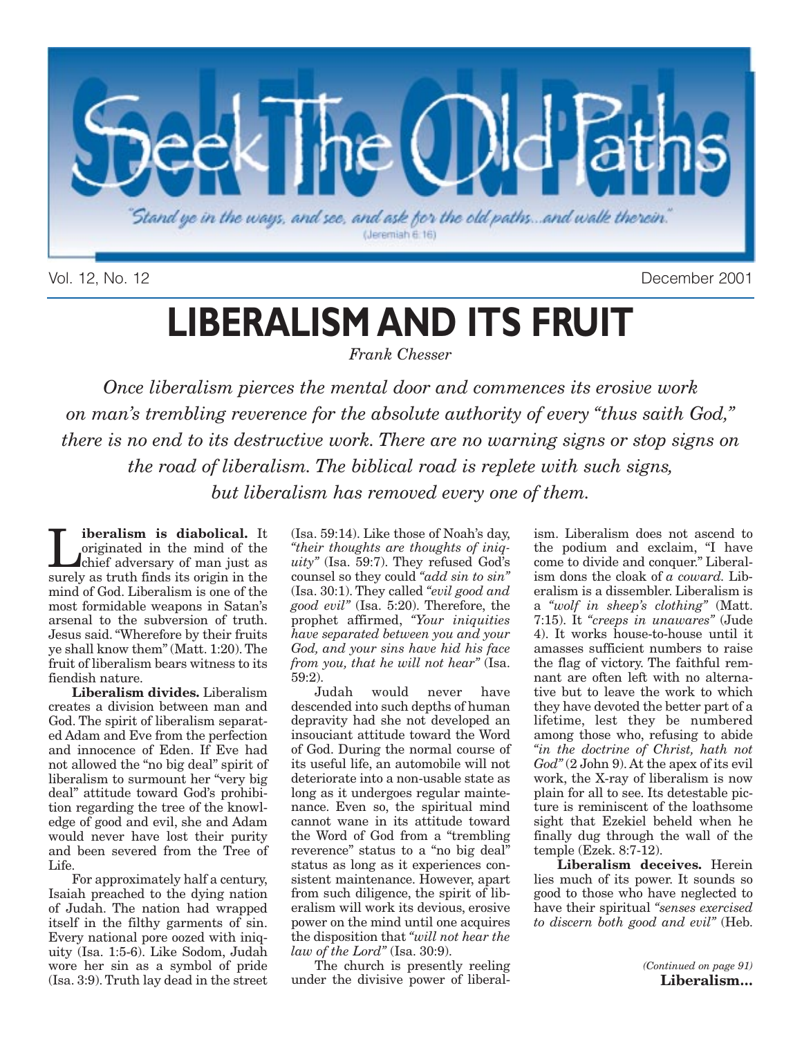// Seek The Old Paths

"Stand ye in the ways, and see, and ask for the old paths...and walk therein." (Jeremiah 6:16)

Vol. 12, No. 12 December 2001

# LIBERALISM AND ITS FRUIT

*Frank Chesser*

*Once liberalism pierces the mental door and commences its erosive work on man's trembling reverence for the absolute authority of every "thus saith God," there is no end to its destructive work. There are no warning signs or stop signs on the road of liberalism. The biblical road is replete with such signs, but liberalism has removed every one of them.*

**Liberalism is diabolical.** It originated in the mind of the chief adversary of man just as surely as truth finds its origin in the mind of God. Liberalism is one of the most formidable weapons in Satan's arsenal to the subversion of truth. Jesus said. "Wherefore by their fruits ye shall know them" (Matt. 1:20). The fruit of liberalism bears witness to its fiendish nature.

**Liberalism divides.** Liberalism creates a division between man and God. The spirit of liberalism separated Adam and Eve from the perfection and innocence of Eden. If Eve had not allowed the "no big deal" spirit of liberalism to surmount her "very big deal" attitude toward God's prohibition regarding the tree of the knowledge of good and evil, she and Adam would never have lost their purity and been severed from the Tree of Life.

For approximately half a century, Isaiah preached to the dying nation of Judah. The nation had wrapped itself in the filthy garments of sin. Every national pore oozed with iniquity (Isa. 1:5-6). Like Sodom, Judah wore her sin as a symbol of pride (Isa. 3:9). Truth lay dead in the street (Isa. 59:14). Like those of Noah's day, *"their thoughts are thoughts of iniquity"* (Isa. 59:7). They refused God's counsel so they could *"add sin to sin"* (Isa. 30:1). They called *"evil good and good evil"* (Isa. 5:20). Therefore, the prophet affirmed, *"Your iniquities have separated between you and your God, and your sins have hid his face from you, that he will not hear"* (Isa. 59:2).

Judah would never have descended into such depths of human depravity had she not developed an insouciant attitude toward the Word of God. During the normal course of its useful life, an automobile will not deteriorate into a non-usable state as long as it undergoes regular maintenance. Even so, the spiritual mind cannot wane in its attitude toward the Word of God from a "trembling reverence" status to a "no big deal" status as long as it experiences consistent maintenance. However, apart from such diligence, the spirit of liberalism will work its devious, erosive power on the mind until one acquires the disposition that *"will not hear the law of the Lord"* (Isa. 30:9).

The church is presently reeling under the divisive power of liberalism. Liberalism does not ascend to the podium and exclaim, "I have come to divide and conquer." Liberalism dons the cloak of *a coward.* Liberalism is a dissembler. Liberalism is a *"wolf in sheep's clothing"* (Matt. 7:15). It *"creeps in unawares"* (Jude 4). It works house-to-house until it amasses sufficient numbers to raise the flag of victory. The faithful remnant are often left with no alternative but to leave the work to which they have devoted the better part of a lifetime, lest they be numbered among those who, refusing to abide *"in the doctrine of Christ, hath not God"* (2 John 9). At the apex of its evil work, the X-ray of liberalism is now plain for all to see. Its detestable picture is reminiscent of the loathsome sight that Ezekiel beheld when he finally dug through the wall of the temple (Ezek. 8:7-12).

**Liberalism deceives.** Herein lies much of its power. It sounds so good to those who have neglected to have their spiritual *"senses exercised to discern both good and evil"* (Heb.

*(Continued on page 91)*
**Liberalism...**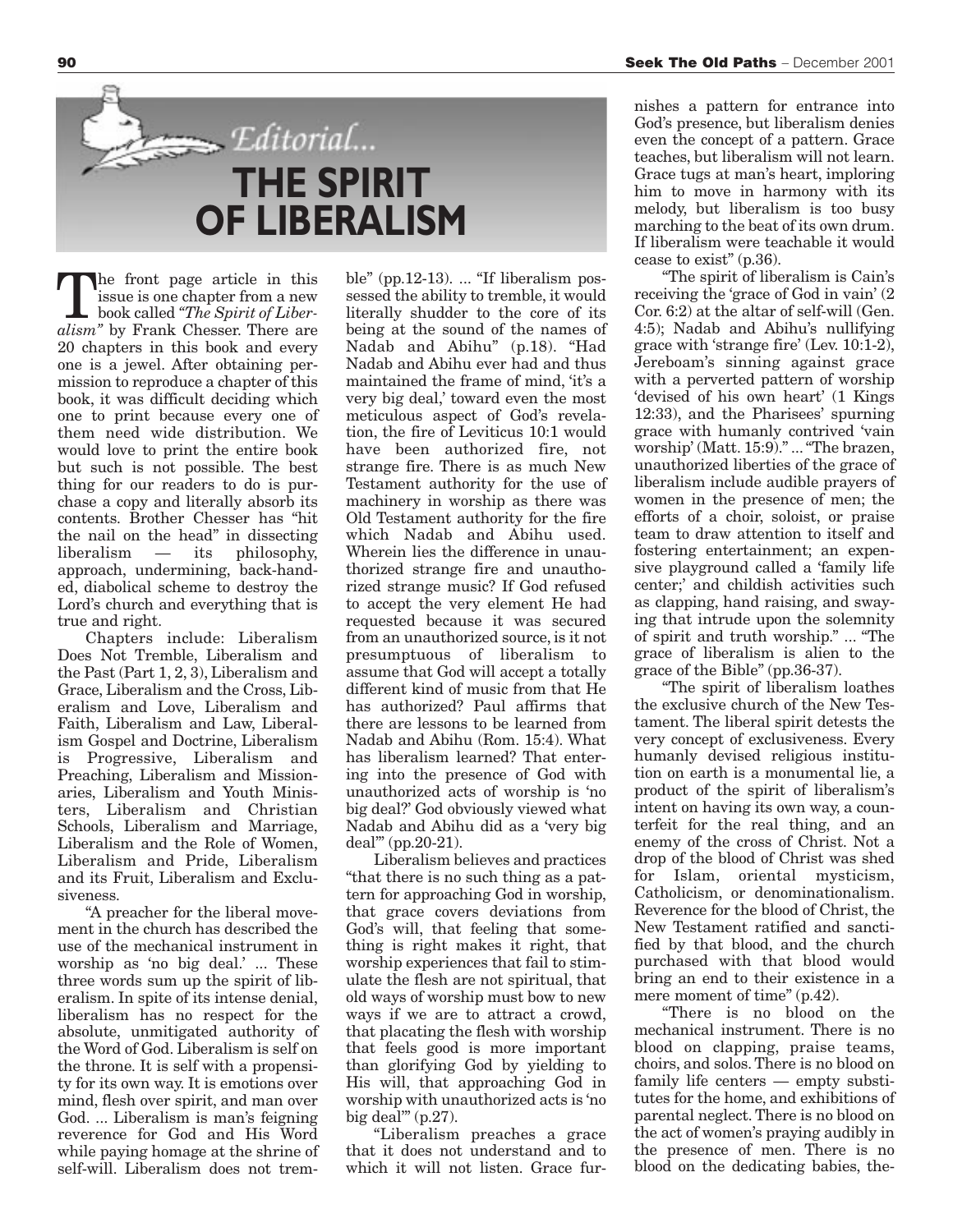# Editorial...

# THE SPIRIT OF LIBERALISM

The front page article in this issue is one chapter from a new book called *"The Spirit of Liberalism"* by Frank Chesser. There are 20 chapters in this book and every one is a jewel. After obtaining permission to reproduce a chapter of this book, it was difficult deciding which one to print because every one of them need wide distribution. We would love to print the entire book but such is not possible. The best thing for our readers to do is purchase a copy and literally absorb its contents. Brother Chesser has "hit the nail on the head" in dissecting liberalism — its philosophy, approach, undermining, back-handed, diabolical scheme to destroy the Lord's church and everything that is true and right.

Chapters include: Liberalism Does Not Tremble, Liberalism and the Past (Part 1, 2, 3), Liberalism and Grace, Liberalism and the Cross, Liberalism and Love, Liberalism and Faith, Liberalism and Law, Liberalism Gospel and Doctrine, Liberalism is Progressive, Liberalism and Preaching, Liberalism and Missionaries, Liberalism and Youth Ministers, Liberalism and Christian Schools, Liberalism and Marriage, Liberalism and the Role of Women, Liberalism and Pride, Liberalism and its Fruit, Liberalism and Exclusiveness.

"A preacher for the liberal movement in the church has described the use of the mechanical instrument in worship as 'no big deal.' ... These three words sum up the spirit of liberalism. In spite of its intense denial, liberalism has no respect for the absolute, unmitigated authority of the Word of God. Liberalism is self on the throne. It is self with a propensity for its own way. It is emotions over mind, flesh over spirit, and man over God. ... Liberalism is man's feigning reverence for God and His Word while paying homage at the shrine of self-will. Liberalism does not tremble" (pp.12-13). ... "If liberalism possessed the ability to tremble, it would literally shudder to the core of its being at the sound of the names of Nadab and Abihu" (p.18). "Had Nadab and Abihu ever had and thus maintained the frame of mind, 'it's a very big deal,' toward even the most meticulous aspect of God's revelation, the fire of Leviticus 10:1 would have been authorized fire, not strange fire. There is as much New Testament authority for the use of machinery in worship as there was Old Testament authority for the fire which Nadab and Abihu used. Wherein lies the difference in unauthorized strange fire and unauthorized strange music? If God refused to accept the very element He had requested because it was secured from an unauthorized source, is it not presumptuous of liberalism to assume that God will accept a totally different kind of music from that He has authorized? Paul affirms that there are lessons to be learned from Nadab and Abihu (Rom. 15:4). What has liberalism learned? That entering into the presence of God with unauthorized acts of worship is 'no big deal?' God obviously viewed what Nadab and Abihu did as a 'very big deal'" (pp.20-21).

Liberalism believes and practices "that there is no such thing as a pattern for approaching God in worship, that grace covers deviations from God's will, that feeling that something is right makes it right, that worship experiences that fail to stimulate the flesh are not spiritual, that old ways of worship must bow to new ways if we are to attract a crowd, that placating the flesh with worship that feels good is more important than glorifying God by yielding to His will, that approaching God in worship with unauthorized acts is 'no big deal'" (p.27).

"Liberalism preaches a grace that it does not understand and to which it will not listen. Grace furnishes a pattern for entrance into God's presence, but liberalism denies even the concept of a pattern. Grace teaches, but liberalism will not learn. Grace tugs at man's heart, imploring him to move in harmony with its melody, but liberalism is too busy marching to the beat of its own drum. If liberalism were teachable it would cease to exist" (p.36).

"The spirit of liberalism is Cain's receiving the 'grace of God in vain' (2 Cor. 6:2) at the altar of self-will (Gen. 4:5); Nadab and Abihu's nullifying grace with 'strange fire' (Lev. 10:1-2), Jereboam's sinning against grace with a perverted pattern of worship 'devised of his own heart' (1 Kings 12:33), and the Pharisees' spurning grace with humanly contrived 'vain worship' (Matt. 15:9)." ... "The brazen, unauthorized liberties of the grace of liberalism include audible prayers of women in the presence of men; the efforts of a choir, soloist, or praise team to draw attention to itself and fostering entertainment; an expensive playground called a 'family life center;' and childish activities such as clapping, hand raising, and swaying that intrude upon the solemnity of spirit and truth worship." ... "The grace of liberalism is alien to the grace of the Bible" (pp.36-37).

"The spirit of liberalism loathes the exclusive church of the New Testament. The liberal spirit detests the very concept of exclusiveness. Every humanly devised religious institution on earth is a monumental lie, a product of the spirit of liberalism's intent on having its own way, a counterfeit for the real thing, and an enemy of the cross of Christ. Not a drop of the blood of Christ was shed for Islam, oriental mysticism, Catholicism, or denominationalism. Reverence for the blood of Christ, the New Testament ratified and sanctified by that blood, and the church purchased with that blood would bring an end to their existence in a mere moment of time" (p.42).

"There is no blood on the mechanical instrument. There is no blood on clapping, praise teams, choirs, and solos. There is no blood on family life centers — empty substitutes for the home, and exhibitions of parental neglect. There is no blood on the act of women's praying audibly in the presence of men. There is no blood on the dedicating babies, the-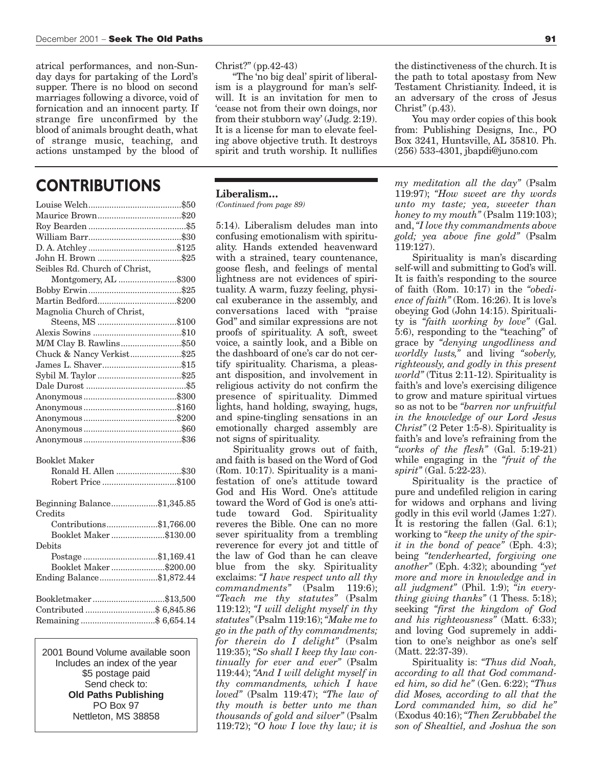atrical performances, and non-Sunday days for partaking of the Lord's supper. There is no blood on second marriages following a divorce, void of fornication and an innocent party. If strange fire unconfirmed by the blood of animals brought death, what of strange music, teaching, and actions unstamped by the blood of Christ?" (pp.42-43)

"The 'no big deal' spirit of liberalism is a playground for man's self-will. It is an invitation for men to 'cease not from their own doings, nor from their stubborn way' (Judg. 2:19). It is a license for man to elevate feeling above objective truth. It destroys spirit and truth worship. It nullifies the distinctiveness of the church. It is the path to total apostasy from New Testament Christianity. Indeed, it is an adversary of the cross of Jesus Christ" (p.43).

You may order copies of this book from: Publishing Designs, Inc., PO Box 3241, Huntsville, AL 35810. Ph. (256) 533-4301, jbapdi@juno.com

# CONTRIBUTIONS

| | |
|---|---|
| Louise Welch | $50 |
| Maurice Brown | $20 |
| Roy Bearden | $5 |
| William Barr | $30 |
| D. A. Atchley | $125 |
| John H. Brown | $25 |
| Seibles Rd. Church of Christ, Montgomery, AL | $300 |
| Bobby Erwin | $25 |
| Martin Bedford | $200 |
| Magnolia Church of Christ, Steens, MS | $100 |
| Alexis Sowins | $10 |
| M/M Clay B. Rawlins | $50 |
| Chuck & Nancy Verkist | $25 |
| James L. Shaver | $15 |
| Sybil M. Taylor | $25 |
| Dale Durost | $5 |
| Anonymous | $300 |
| Anonymous | $160 |
| Anonymous | $200 |
| Anonymous | $60 |
| Anonymous | $36 |

Booklet Maker

| | |
|---|---|
| Ronald H. Allen | $30 |
| Robert Price | $100 |

| | |
|---|---|
| Beginning Balance | $1,345.85 |
| Credits | |
| Contributions | $1,766.00 |
| Booklet Maker | $130.00 |
| Debits | |
| Postage | $1,169.41 |
| Booklet Maker | $200.00 |
| Ending Balance | $1,872.44 |

| | |
|---|---|
| Bookletmaker | $13,500 |
| Contributed | $ 6,845.86 |
| Remaining | $ 6,654.14 |

2001 Bound Volume available soon
Includes an index of the year
$5 postage paid
Send check to:
**Old Paths Publishing**
PO Box 97
Nettleton, MS 38858

### Liberalism...

*(Continued from page 89)*

5:14). Liberalism deludes man into confusing emotionalism with spirituality. Hands extended heavenward with a strained, teary countenance, goose flesh, and feelings of mental lightness are not evidences of spirituality. A warm, fuzzy feeling, physical exuberance in the assembly, and conversations laced with "praise God" and similar expressions are not proofs of spirituality. A soft, sweet voice, a saintly look, and a Bible on the dashboard of one's car do not certify spirituality. Charisma, a pleasant disposition, and involvement in religious activity do not confirm the presence of spirituality. Dimmed lights, hand holding, swaying, hugs, and spine-tingling sensations in an emotionally charged assembly are not signs of spirituality.

Spirituality grows out of faith, and faith is based on the Word of God (Rom. 10:17). Spirituality is a manifestation of one's attitude toward God and His Word. One's attitude toward the Word of God is one's attitude toward God. Spirituality reveres the Bible. One can no more sever spirituality from a trembling reverence for every jot and tittle of the law of God than he can cleave blue from the sky. Spirituality exclaims: *"I have respect unto all thy commandments"* (Psalm 119:6); *"Teach me thy statutes"* (Psalm 119:12); *"I will delight myself in thy statutes"* (Psalm 119:16); *"Make me to go in the path of thy commandments; for therein do I delight"* (Psalm 119:35); *"So shall I keep thy law continually for ever and ever"* (Psalm 119:44); *"And I will delight myself in thy commandments, which I have loved"* (Psalm 119:47); *"The law of thy mouth is better unto me than thousands of gold and silver"* (Psalm 119:72); *"O how I love thy law; it is my meditation all the day"* (Psalm 119:97); *"How sweet are thy words unto my taste; yea, sweeter than honey to my mouth"* (Psalm 119:103); and, *"I love thy commandments above gold; yea above fine gold"* (Psalm 119:127).

Spirituality is man's discarding self-will and submitting to God's will. It is faith's responding to the source of faith (Rom. 10:17) in the *"obedience of faith"* (Rom. 16:26). It is love's obeying God (John 14:15). Spirituality is *"faith working by love"* (Gal. 5:6), responding to the "teaching" of grace by *"denying ungodliness and worldly lusts,"* and living *"soberly, righteously, and godly in this present world"* (Titus 2:11-12). Spirituality is faith's and love's exercising diligence to grow and mature spiritual virtues so as not to be *"barren nor unfruitful in the knowledge of our Lord Jesus Christ"* (2 Peter 1:5-8). Spirituality is faith's and love's refraining from the *"works of the flesh"* (Gal. 5:19-21) while engaging in the *"fruit of the spirit"* (Gal. 5:22-23).

Spirituality is the practice of pure and undefiled religion in caring for widows and orphans and living godly in this evil world (James 1:27). It is restoring the fallen (Gal. 6:1); working to *"keep the unity of the spirit in the bond of peace"* (Eph. 4:3); being *"tenderhearted, forgiving one another"* (Eph. 4:32); abounding *"yet more and more in knowledge and in all judgment"* (Phil. 1:9); *"in everything giving thanks"* (1 Thess. 5:18); seeking *"first the kingdom of God and his righteousness"* (Matt. 6:33); and loving God supremely in addition to one's neighbor as one's self (Matt. 22:37-39).

Spirituality is: *"Thus did Noah, according to all that God commanded him, so did he"* (Gen. 6:22); *"Thus did Moses, according to all that the Lord commanded him, so did he"* (Exodus 40:16); *"Then Zerubbabel the son of Shealtiel, and Joshua the son*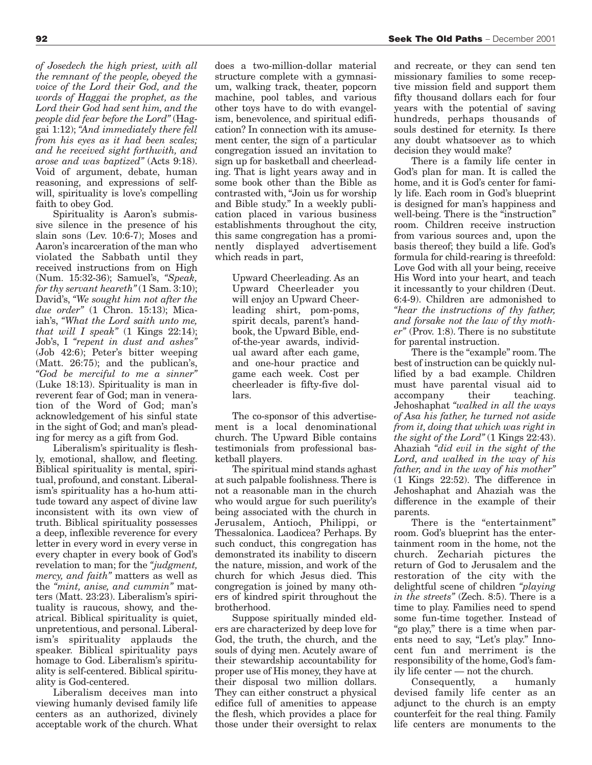*of Josedech the high priest, with all the remnant of the people, obeyed the voice of the Lord their God, and the words of Haggai the prophet, as the Lord their God had sent him, and the people did fear before the Lord"* (Haggai 1:12); *"And immediately there fell from his eyes as it had been scales; and he received sight forthwith, and arose and was baptized"* (Acts 9:18). Void of argument, debate, human reasoning, and expressions of self-will, spirituality is love's compelling faith to obey God.

Spirituality is Aaron's submissive silence in the presence of his slain sons (Lev. 10:6-7); Moses and Aaron's incarceration of the man who violated the Sabbath until they received instructions from on High (Num. 15:32-36); Samuel's, *"Speak, for thy servant heareth"* (1 Sam. 3:10); David's, *"We sought him not after the due order"* (1 Chron. 15:13); Micaiah's, *"What the Lord saith unto me, that will I speak"* (1 Kings 22:14); Job's, I *"repent in dust and ashes"* (Job 42:6); Peter's bitter weeping (Matt. 26:75); and the publican's, *"God be merciful to me a sinner"* (Luke 18:13). Spirituality is man in reverent fear of God; man in veneration of the Word of God; man's acknowledgement of his sinful state in the sight of God; and man's pleading for mercy as a gift from God.

Liberalism's spirituality is fleshly, emotional, shallow, and fleeting. Biblical spirituality is mental, spiritual, profound, and constant. Liberalism's spirituality has a ho-hum attitude toward any aspect of divine law inconsistent with its own view of truth. Biblical spirituality possesses a deep, inflexible reverence for every letter in every word in every verse in every chapter in every book of God's revelation to man; for the *"judgment, mercy, and faith"* matters as well as the *"mint, anise, and cummin"* matters (Matt. 23:23). Liberalism's spirituality is raucous, showy, and theatrical. Biblical spirituality is quiet, unpretentious, and personal. Liberalism's spirituality applauds the speaker. Biblical spirituality pays homage to God. Liberalism's spirituality is self-centered. Biblical spirituality is God-centered.

Liberalism deceives man into viewing humanly devised family life centers as an authorized, divinely acceptable work of the church. What does a two-million-dollar material structure complete with a gymnasium, walking track, theater, popcorn machine, pool tables, and various other toys have to do with evangelism, benevolence, and spiritual edification? In connection with its amusement center, the sign of a particular congregation issued an invitation to sign up for basketball and cheerleading. That is light years away and in some book other than the Bible as contrasted with, "Join us for worship and Bible study." In a weekly publication placed in various business establishments throughout the city, this same congregation has a prominently displayed advertisement which reads in part,

> Upward Cheerleading. As an Upward Cheerleader you will enjoy an Upward Cheerleading shirt, pom-poms, spirit decals, parent's handbook, the Upward Bible, end-of-the-year awards, individual award after each game, and one-hour practice and game each week. Cost per cheerleader is fifty-five dollars.

The co-sponsor of this advertisement is a local denominational church. The Upward Bible contains testimonials from professional basketball players.

The spiritual mind stands aghast at such palpable foolishness. There is not a reasonable man in the church who would argue for such puerility's being associated with the church in Jerusalem, Antioch, Philippi, or Thessalonica. Laodicea? Perhaps. By such conduct, this congregation has demonstrated its inability to discern the nature, mission, and work of the church for which Jesus died. This congregation is joined by many others of kindred spirit throughout the brotherhood.

Suppose spiritually minded elders are characterized by deep love for God, the truth, the church, and the souls of dying men. Acutely aware of their stewardship accountability for proper use of His money, they have at their disposal two million dollars. They can either construct a physical edifice full of amenities to appease the flesh, which provides a place for those under their oversight to relax and recreate, or they can send ten missionary families to some receptive mission field and support them fifty thousand dollars each for four years with the potential of saving hundreds, perhaps thousands of souls destined for eternity. Is there any doubt whatsoever as to which decision they would make?

There is a family life center in God's plan for man. It is called the home, and it is God's center for family life. Each room in God's blueprint is designed for man's happiness and well-being. There is the "instruction" room. Children receive instruction from various sources and, upon the basis thereof; they build a life. God's formula for child-rearing is threefold: Love God with all your being, receive His Word into your heart, and teach it incessantly to your children (Deut. 6:4-9). Children are admonished to *"hear the instructions of thy father, and forsake not the law of thy mother"* (Prov. 1:8). There is no substitute for parental instruction.

There is the "example" room. The best of instruction can be quickly nullified by a bad example. Children must have parental visual aid to accompany their teaching. Jehoshaphat *"walked in all the ways of Asa his father, he turned not aside from it, doing that which was right in the sight of the Lord"* (1 Kings 22:43). Ahaziah *"did evil in the sight of the Lord, and walked in the way of his father, and in the way of his mother"* (1 Kings 22:52). The difference in Jehoshaphat and Ahaziah was the difference in the example of their parents.

There is the "entertainment" room. God's blueprint has the entertainment room in the home, not the church. Zechariah pictures the return of God to Jerusalem and the restoration of the city with the delightful scene of children *"playing in the streets"* (Zech. 8:5). There is a time to play. Families need to spend some fun-time together. Instead of "go play," there is a time when parents need to say, "Let's play." Innocent fun and merriment is the responsibility of the home, God's family life center — not the church.

Consequently, a humanly devised family life center as an adjunct to the church is an empty counterfeit for the real thing. Family life centers are monuments to the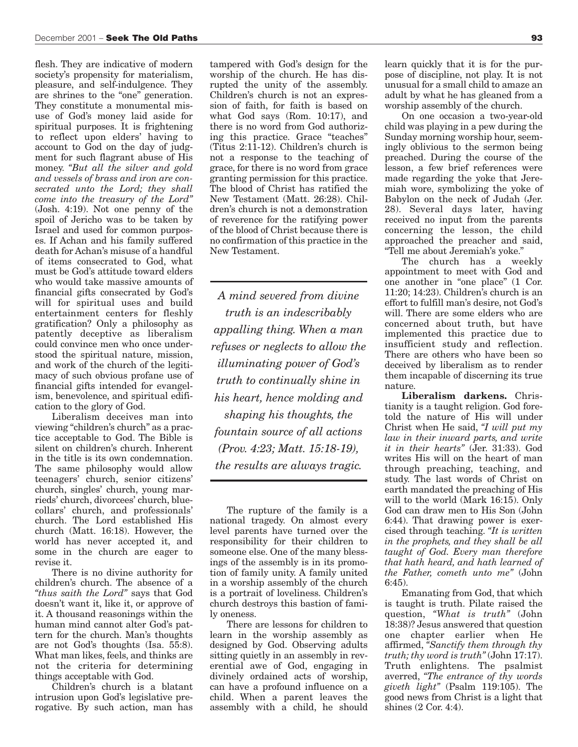flesh. They are indicative of modern society's propensity for materialism, pleasure, and self-indulgence. They are shrines to the "one" generation. They constitute a monumental misuse of God's money laid aside for spiritual purposes. It is frightening to reflect upon elders' having to account to God on the day of judgment for such flagrant abuse of His money. *"But all the silver and gold and vessels of brass and iron are consecrated unto the Lord; they shall come into the treasury of the Lord"* (Josh. 4:19). Not one penny of the spoil of Jericho was to be taken by Israel and used for common purposes. If Achan and his family suffered death for Achan's misuse of a handful of items consecrated to God, what must be God's attitude toward elders who would take massive amounts of financial gifts consecrated by God's will for spiritual uses and build entertainment centers for fleshly gratification? Only a philosophy as patently deceptive as liberalism could convince men who once understood the spiritual nature, mission, and work of the church of the legitimacy of such obvious profane use of financial gifts intended for evangelism, benevolence, and spiritual edification to the glory of God.

Liberalism deceives man into viewing "children's church" as a practice acceptable to God. The Bible is silent on children's church. Inherent in the title is its own condemnation. The same philosophy would allow teenagers' church, senior citizens' church, singles' church, young marrieds' church, divorcees' church, blue-collars' church, and professionals' church. The Lord established His church (Matt. 16:18). However, the world has never accepted it, and some in the church are eager to revise it.

There is no divine authority for children's church. The absence of a *"thus saith the Lord"* says that God doesn't want it, like it, or approve of it. A thousand reasonings within the human mind cannot alter God's pattern for the church. Man's thoughts are not God's thoughts (Isa. 55:8). What man likes, feels, and thinks are not the criteria for determining things acceptable with God.

Children's church is a blatant intrusion upon God's legislative prerogative. By such action, man has tampered with God's design for the worship of the church. He has disrupted the unity of the assembly. Children's church is not an expression of faith, for faith is based on what God says (Rom. 10:17), and there is no word from God authorizing this practice. Grace "teaches" (Titus 2:11-12). Children's church is not a response to the teaching of grace, for there is no word from grace granting permission for this practice. The blood of Christ has ratified the New Testament (Matt. 26:28). Children's church is not a demonstration of reverence for the ratifying power of the blood of Christ because there is no confirmation of this practice in the New Testament.

> *A mind severed from divine truth is an indescribably appalling thing. When a man refuses or neglects to allow the illuminating power of God's truth to continually shine in his heart, hence molding and shaping his thoughts, the fountain source of all actions (Prov. 4:23; Matt. 15:18-19), the results are always tragic.*

The rupture of the family is a national tragedy. On almost every level parents have turned over the responsibility for their children to someone else. One of the many blessings of the assembly is in its promotion of family unity. A family united in a worship assembly of the church is a portrait of loveliness. Children's church destroys this bastion of family oneness.

There are lessons for children to learn in the worship assembly as designed by God. Observing adults sitting quietly in an assembly in reverential awe of God, engaging in divinely ordained acts of worship, can have a profound influence on a child. When a parent leaves the assembly with a child, he should learn quickly that it is for the purpose of discipline, not play. It is not unusual for a small child to amaze an adult by what he has gleaned from a worship assembly of the church.

On one occasion a two-year-old child was playing in a pew during the Sunday morning worship hour, seemingly oblivious to the sermon being preached. During the course of the lesson, a few brief references were made regarding the yoke that Jeremiah wore, symbolizing the yoke of Babylon on the neck of Judah (Jer. 28). Several days later, having received no input from the parents concerning the lesson, the child approached the preacher and said, "Tell me about Jeremiah's yoke."

The church has a weekly appointment to meet with God and one another in "one place" (1 Cor. 11:20; 14:23). Children's church is an effort to fulfill man's desire, not God's will. There are some elders who are concerned about truth, but have implemented this practice due to insufficient study and reflection. There are others who have been so deceived by liberalism as to render them incapable of discerning its true nature.

**Liberalism darkens.** Christianity is a taught religion. God foretold the nature of His will under Christ when He said, *"I will put my law in their inward parts, and write it in their hearts"* (Jer. 31:33). God writes His will on the heart of man through preaching, teaching, and study. The last words of Christ on earth mandated the preaching of His will to the world (Mark 16:15). Only God can draw men to His Son (John 6:44). That drawing power is exercised through teaching. *"It is written in the prophets, and they shall be all taught of God. Every man therefore that hath heard, and hath learned of the Father, cometh unto me"* (John 6:45).

Emanating from God, that which is taught is truth. Pilate raised the question, *"What is truth"* (John 18:38)? Jesus answered that question one chapter earlier when He affirmed, *"Sanctify them through thy truth; thy word is truth"* (John 17:17). Truth enlightens. The psalmist averred, *"The entrance of thy words giveth light"* (Psalm 119:105). The good news from Christ is a light that shines (2 Cor. 4:4).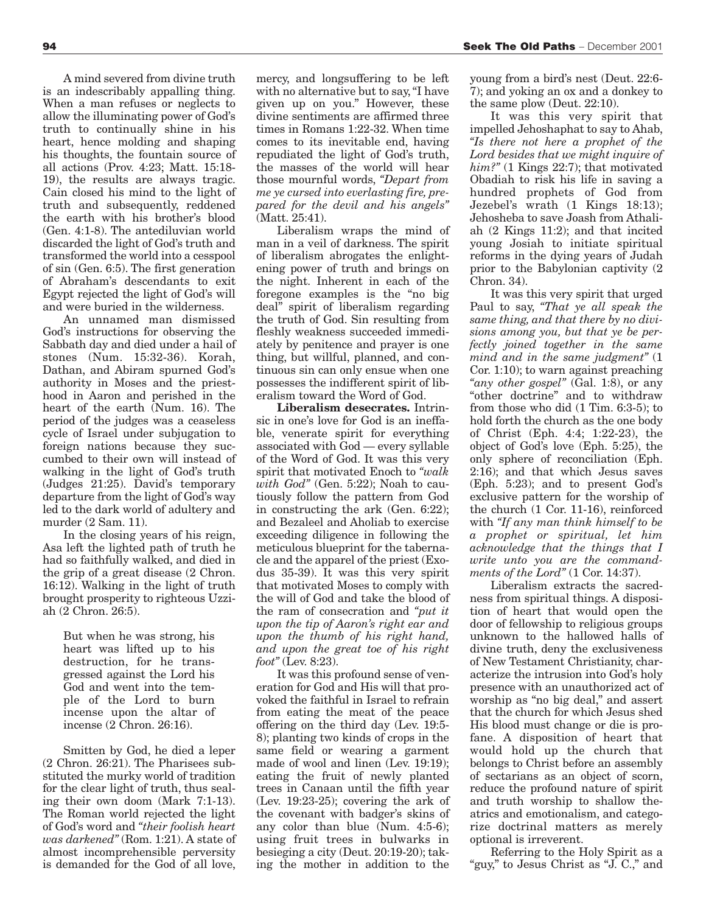A mind severed from divine truth is an indescribably appalling thing. When a man refuses or neglects to allow the illuminating power of God's truth to continually shine in his heart, hence molding and shaping his thoughts, the fountain source of all actions (Prov. 4:23; Matt. 15:18-19), the results are always tragic. Cain closed his mind to the light of truth and subsequently, reddened the earth with his brother's blood (Gen. 4:1-8). The antediluvian world discarded the light of God's truth and transformed the world into a cesspool of sin (Gen. 6:5). The first generation of Abraham's descendants to exit Egypt rejected the light of God's will and were buried in the wilderness.

An unnamed man dismissed God's instructions for observing the Sabbath day and died under a hail of stones (Num. 15:32-36). Korah, Dathan, and Abiram spurned God's authority in Moses and the priesthood in Aaron and perished in the heart of the earth (Num. 16). The period of the judges was a ceaseless cycle of Israel under subjugation to foreign nations because they succumbed to their own will instead of walking in the light of God's truth (Judges 21:25). David's temporary departure from the light of God's way led to the dark world of adultery and murder (2 Sam. 11).

In the closing years of his reign, Asa left the lighted path of truth he had so faithfully walked, and died in the grip of a great disease (2 Chron. 16:12). Walking in the light of truth brought prosperity to righteous Uzziah (2 Chron. 26:5).

> But when he was strong, his heart was lifted up to his destruction, for he transgressed against the Lord his God and went into the temple of the Lord to burn incense upon the altar of incense (2 Chron. 26:16).

Smitten by God, he died a leper (2 Chron. 26:21). The Pharisees substituted the murky world of tradition for the clear light of truth, thus sealing their own doom (Mark 7:1-13). The Roman world rejected the light of God's word and *"their foolish heart was darkened"* (Rom. 1:21). A state of almost incomprehensible perversity is demanded for the God of all love, mercy, and longsuffering to be left with no alternative but to say, "I have given up on you." However, these divine sentiments are affirmed three times in Romans 1:22-32. When time comes to its inevitable end, having repudiated the light of God's truth, the masses of the world will hear those mournful words, *"Depart from me ye cursed into everlasting fire, prepared for the devil and his angels"* (Matt. 25:41).

Liberalism wraps the mind of man in a veil of darkness. The spirit of liberalism abrogates the enlightening power of truth and brings on the night. Inherent in each of the foregone examples is the "no big deal" spirit of liberalism regarding the truth of God. Sin resulting from fleshly weakness succeeded immediately by penitence and prayer is one thing, but willful, planned, and continuous sin can only ensue when one possesses the indifferent spirit of liberalism toward the Word of God.

**Liberalism desecrates.** Intrinsic in one's love for God is an ineffable, venerate spirit for everything associated with God — every syllable of the Word of God. It was this very spirit that motivated Enoch to *"walk with God"* (Gen. 5:22); Noah to cautiously follow the pattern from God in constructing the ark (Gen. 6:22); and Bezaleel and Aholiab to exercise exceeding diligence in following the meticulous blueprint for the tabernacle and the apparel of the priest (Exodus 35-39). It was this very spirit that motivated Moses to comply with the will of God and take the blood of the ram of consecration and *"put it upon the tip of Aaron's right ear and upon the thumb of his right hand, and upon the great toe of his right foot"* (Lev. 8:23).

It was this profound sense of veneration for God and His will that provoked the faithful in Israel to refrain from eating the meat of the peace offering on the third day (Lev. 19:5-8); planting two kinds of crops in the same field or wearing a garment made of wool and linen (Lev. 19:19); eating the fruit of newly planted trees in Canaan until the fifth year (Lev. 19:23-25); covering the ark of the covenant with badger's skins of any color than blue (Num. 4:5-6); using fruit trees in bulwarks in besieging a city (Deut. 20:19-20); taking the mother in addition to the young from a bird's nest (Deut. 22:6-7); and yoking an ox and a donkey to the same plow (Deut. 22:10).

It was this very spirit that impelled Jehoshaphat to say to Ahab, *"Is there not here a prophet of the Lord besides that we might inquire of him?"* (1 Kings 22:7); that motivated Obadiah to risk his life in saving a hundred prophets of God from Jezebel's wrath (1 Kings 18:13); Jehosheba to save Joash from Athaliah (2 Kings 11:2); and that incited young Josiah to initiate spiritual reforms in the dying years of Judah prior to the Babylonian captivity (2 Chron. 34).

It was this very spirit that urged Paul to say, *"That ye all speak the same thing, and that there by no divisions among you, but that ye be perfectly joined together in the same mind and in the same judgment"* (1 Cor. 1:10); to warn against preaching *"any other gospel"* (Gal. 1:8), or any "other doctrine" and to withdraw from those who did (1 Tim. 6:3-5); to hold forth the church as the one body of Christ (Eph. 4:4; 1:22-23), the object of God's love (Eph. 5:25), the only sphere of reconciliation (Eph. 2:16); and that which Jesus saves (Eph. 5:23); and to present God's exclusive pattern for the worship of the church (1 Cor. 11-16), reinforced with *"If any man think himself to be a prophet or spiritual, let him acknowledge that the things that I write unto you are the commandments of the Lord"* (1 Cor. 14:37).

Liberalism extracts the sacredness from spiritual things. A disposition of heart that would open the door of fellowship to religious groups unknown to the hallowed halls of divine truth, deny the exclusiveness of New Testament Christianity, characterize the intrusion into God's holy presence with an unauthorized act of worship as "no big deal," and assert that the church for which Jesus shed His blood must change or die is profane. A disposition of heart that would hold up the church that belongs to Christ before an assembly of sectarians as an object of scorn, reduce the profound nature of spirit and truth worship to shallow theatrics and emotionalism, and categorize doctrinal matters as merely optional is irreverent.

Referring to the Holy Spirit as a "guy," to Jesus Christ as "J. C.," and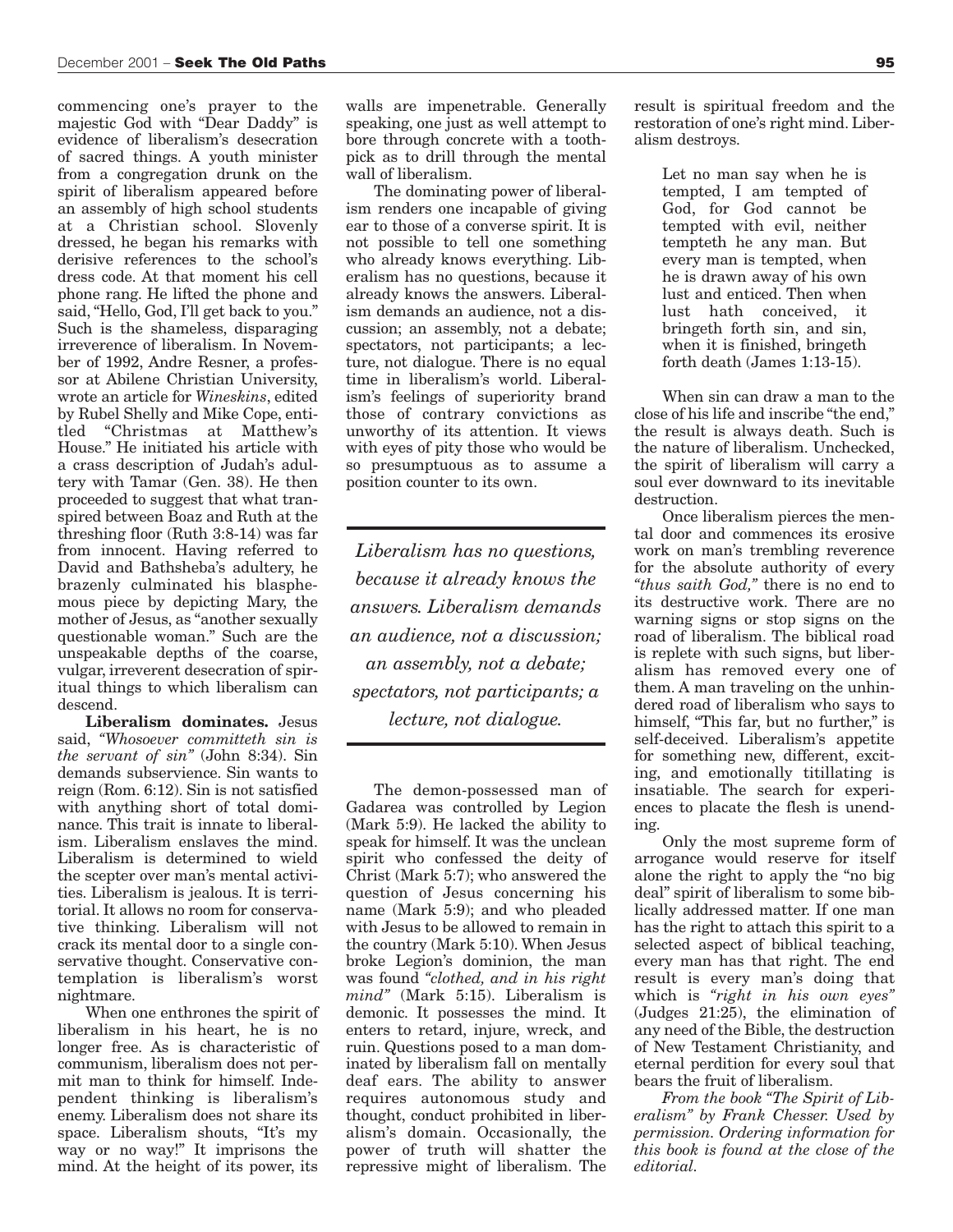commencing one's prayer to the majestic God with "Dear Daddy" is evidence of liberalism's desecration of sacred things. A youth minister from a congregation drunk on the spirit of liberalism appeared before an assembly of high school students at a Christian school. Slovenly dressed, he began his remarks with derisive references to the school's dress code. At that moment his cell phone rang. He lifted the phone and said, "Hello, God, I'll get back to you." Such is the shameless, disparaging irreverence of liberalism. In November of 1992, Andre Resner, a professor at Abilene Christian University, wrote an article for *Wineskins*, edited by Rubel Shelly and Mike Cope, entitled "Christmas at Matthew's House." He initiated his article with a crass description of Judah's adultery with Tamar (Gen. 38). He then proceeded to suggest that what transpired between Boaz and Ruth at the threshing floor (Ruth 3:8-14) was far from innocent. Having referred to David and Bathsheba's adultery, he brazenly culminated his blasphemous piece by depicting Mary, the mother of Jesus, as "another sexually questionable woman." Such are the unspeakable depths of the coarse, vulgar, irreverent desecration of spiritual things to which liberalism can descend.

**Liberalism dominates.** Jesus said, *"Whosoever committeth sin is the servant of sin"* (John 8:34). Sin demands subservience. Sin wants to reign (Rom. 6:12). Sin is not satisfied with anything short of total dominance. This trait is innate to liberalism. Liberalism enslaves the mind. Liberalism is determined to wield the scepter over man's mental activities. Liberalism is jealous. It is territorial. It allows no room for conservative thinking. Liberalism will not crack its mental door to a single conservative thought. Conservative contemplation is liberalism's worst nightmare.

When one enthrones the spirit of liberalism in his heart, he is no longer free. As is characteristic of communism, liberalism does not permit man to think for himself. Independent thinking is liberalism's enemy. Liberalism does not share its space. Liberalism shouts, "It's my way or no way!" It imprisons the mind. At the height of its power, its walls are impenetrable. Generally speaking, one just as well attempt to bore through concrete with a toothpick as to drill through the mental wall of liberalism.

The dominating power of liberalism renders one incapable of giving ear to those of a converse spirit. It is not possible to tell one something who already knows everything. Liberalism has no questions, because it already knows the answers. Liberalism demands an audience, not a discussion; an assembly, not a debate; spectators, not participants; a lecture, not dialogue. There is no equal time in liberalism's world. Liberalism's feelings of superiority brand those of contrary convictions as unworthy of its attention. It views with eyes of pity those who would be so presumptuous as to assume a position counter to its own.

> *Liberalism has no questions, because it already knows the answers. Liberalism demands an audience, not a discussion; an assembly, not a debate; spectators, not participants; a lecture, not dialogue.*

The demon-possessed man of Gadarea was controlled by Legion (Mark 5:9). He lacked the ability to speak for himself. It was the unclean spirit who confessed the deity of Christ (Mark 5:7); who answered the question of Jesus concerning his name (Mark 5:9); and who pleaded with Jesus to be allowed to remain in the country (Mark 5:10). When Jesus broke Legion's dominion, the man was found *"clothed, and in his right mind"* (Mark 5:15). Liberalism is demonic. It possesses the mind. It enters to retard, injure, wreck, and ruin. Questions posed to a man dominated by liberalism fall on mentally deaf ears. The ability to answer requires autonomous study and thought, conduct prohibited in liberalism's domain. Occasionally, the power of truth will shatter the repressive might of liberalism. The result is spiritual freedom and the restoration of one's right mind. Liberalism destroys.

> Let no man say when he is tempted, I am tempted of God, for God cannot be tempted with evil, neither tempteth he any man. But every man is tempted, when he is drawn away of his own lust and enticed. Then when lust hath conceived, it bringeth forth sin, and sin, when it is finished, bringeth forth death (James 1:13-15).

When sin can draw a man to the close of his life and inscribe "the end," the result is always death. Such is the nature of liberalism. Unchecked, the spirit of liberalism will carry a soul ever downward to its inevitable destruction.

Once liberalism pierces the mental door and commences its erosive work on man's trembling reverence for the absolute authority of every *"thus saith God,"* there is no end to its destructive work. There are no warning signs or stop signs on the road of liberalism. The biblical road is replete with such signs, but liberalism has removed every one of them. A man traveling on the unhindered road of liberalism who says to himself, "This far, but no further," is self-deceived. Liberalism's appetite for something new, different, exciting, and emotionally titillating is insatiable. The search for experiences to placate the flesh is unending.

Only the most supreme form of arrogance would reserve for itself alone the right to apply the "no big deal" spirit of liberalism to some biblically addressed matter. If one man has the right to attach this spirit to a selected aspect of biblical teaching, every man has that right. The end result is every man's doing that which is *"right in his own eyes"* (Judges 21:25), the elimination of any need of the Bible, the destruction of New Testament Christianity, and eternal perdition for every soul that bears the fruit of liberalism.

*From the book "The Spirit of Liberalism" by Frank Chesser. Used by permission. Ordering information for this book is found at the close of the editorial.*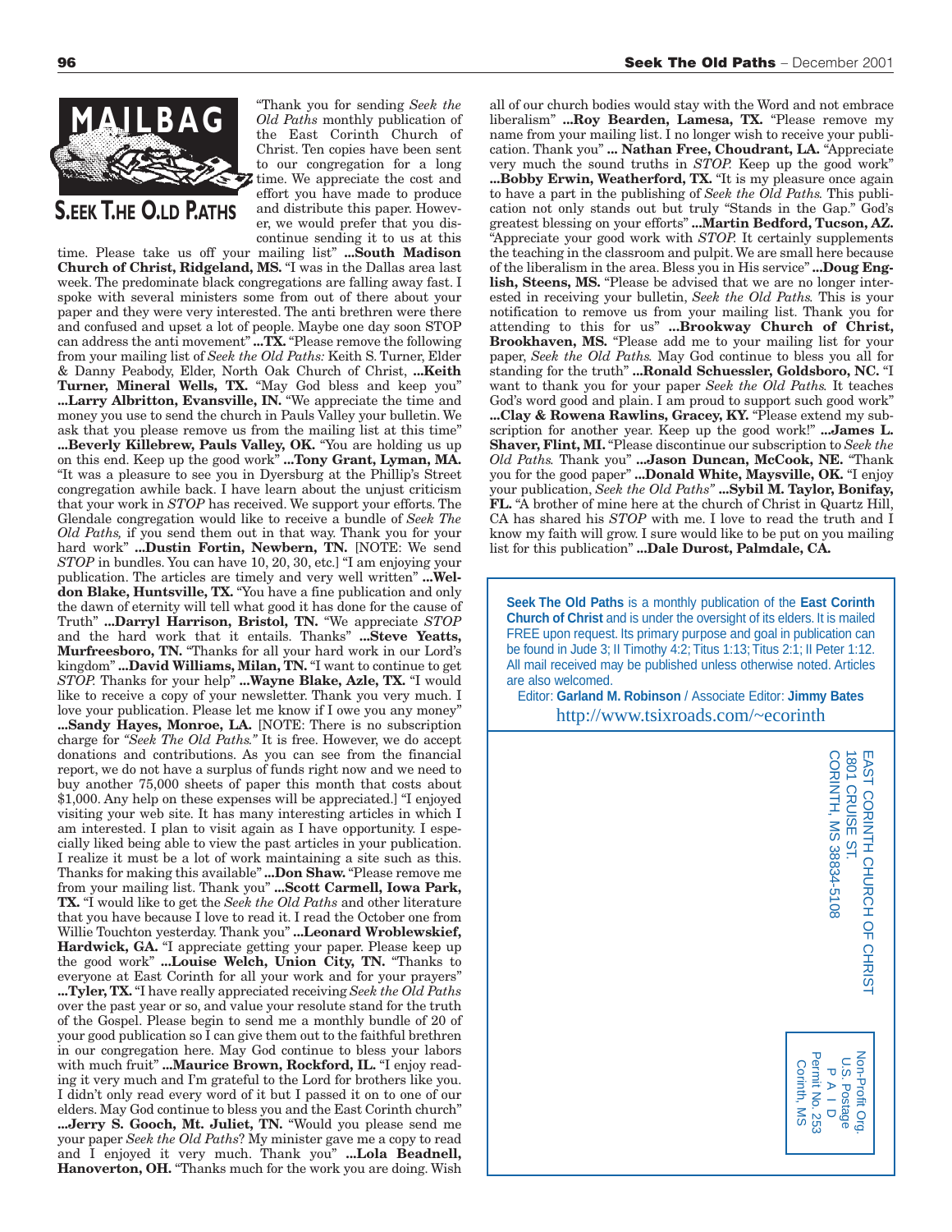# MAILBAG

**S.EEK T.HE O.LD P.ATHS**

"Thank you for sending *Seek the Old Paths* monthly publication of the East Corinth Church of Christ. Ten copies have been sent to our congregation for a long time. We appreciate the cost and effort you have made to produce and distribute this paper. However, we would prefer that you discontinue sending it to us at this time. Please take us off your mailing list" **...South Madison Church of Christ, Ridgeland, MS.** "I was in the Dallas area last week. The predominate black congregations are falling away fast. I spoke with several ministers some from out of there about your paper and they were very interested. The anti brethren were there and confused and upset a lot of people. Maybe one day soon STOP can address the anti movement" **...TX.** "Please remove the following from your mailing list of *Seek the Old Paths:* Keith S. Turner, Elder & Danny Peabody, Elder, North Oak Church of Christ, **...Keith Turner, Mineral Wells, TX.** "May God bless and keep you" **...Larry Albritton, Evansville, IN.** "We appreciate the time and money you use to send the church in Pauls Valley your bulletin. We ask that you please remove us from the mailing list at this time" **...Beverly Killebrew, Pauls Valley, OK.** "You are holding us up on this end. Keep up the good work" **...Tony Grant, Lyman, MA.** "It was a pleasure to see you in Dyersburg at the Phillip's Street congregation awhile back. I have learn about the unjust criticism that your work in *STOP* has received. We support your efforts. The Glendale congregation would like to receive a bundle of *Seek The Old Paths,* if you send them out in that way. Thank you for your hard work" **...Dustin Fortin, Newbern, TN.** [NOTE: We send *STOP* in bundles. You can have 10, 20, 30, etc.] "I am enjoying your publication. The articles are timely and very well written" **...Weldon Blake, Huntsville, TX.** "You have a fine publication and only the dawn of eternity will tell what good it has done for the cause of Truth" **...Darryl Harrison, Bristol, TN.** "We appreciate *STOP* and the hard work that it entails. Thanks" **...Steve Yeatts, Murfreesboro, TN.** "Thanks for all your hard work in our Lord's kingdom" **...David Williams, Milan, TN.** "I want to continue to get *STOP.* Thanks for your help" **...Wayne Blake, Azle, TX.** "I would like to receive a copy of your newsletter. Thank you very much. I love your publication. Please let me know if I owe you any money" **...Sandy Hayes, Monroe, LA.** [NOTE: There is no subscription charge for *"Seek The Old Paths."* It is free. However, we do accept donations and contributions. As you can see from the financial report, we do not have a surplus of funds right now and we need to buy another 75,000 sheets of paper this month that costs about $1,000. Any help on these expenses will be appreciated.] "I enjoyed visiting your web site. It has many interesting articles in which I am interested. I plan to visit again as I have opportunity. I especially liked being able to view the past articles in your publication. I realize it must be a lot of work maintaining a site such as this. Thanks for making this available" **...Don Shaw.** "Please remove me from your mailing list. Thank you" **...Scott Carmell, Iowa Park, TX.** "I would like to get the *Seek the Old Paths* and other literature that you have because I love to read it. I read the October one from Willie Touchton yesterday. Thank you" **...Leonard Wroblewskief, Hardwick, GA.** "I appreciate getting your paper. Please keep up the good work" **...Louise Welch, Union City, TN.** "Thanks to everyone at East Corinth for all your work and for your prayers" **...Tyler, TX.** "I have really appreciated receiving *Seek the Old Paths* over the past year or so, and value your resolute stand for the truth of the Gospel. Please begin to send me a monthly bundle of 20 of your good publication so I can give them out to the faithful brethren in our congregation here. May God continue to bless your labors with much fruit" **...Maurice Brown, Rockford, IL.** "I enjoy reading it very much and I'm grateful to the Lord for brothers like you. I didn't only read every word of it but I passed it on to one of our elders. May God continue to bless you and the East Corinth church" **...Jerry S. Gooch, Mt. Juliet, TN.** "Would you please send me your paper *Seek the Old Paths*? My minister gave me a copy to read and I enjoyed it very much. Thank you" **...Lola Beadnell, Hanoverton, OH.** "Thanks much for the work you are doing. Wish all of our church bodies would stay with the Word and not embrace liberalism" **...Roy Bearden, Lamesa, TX.** "Please remove my name from your mailing list. I no longer wish to receive your publication. Thank you" **... Nathan Free, Choudrant, LA.** "Appreciate very much the sound truths in *STOP.* Keep up the good work" **...Bobby Erwin, Weatherford, TX.** "It is my pleasure once again to have a part in the publishing of *Seek the Old Paths.* This publication not only stands out but truly "Stands in the Gap." God's greatest blessing on your efforts" **...Martin Bedford, Tucson, AZ.** "Appreciate your good work with *STOP.* It certainly supplements the teaching in the classroom and pulpit. We are small here because of the liberalism in the area. Bless you in His service" **...Doug English, Steens, MS.** "Please be advised that we are no longer interested in receiving your bulletin, *Seek the Old Paths.* This is your notification to remove us from your mailing list. Thank you for attending to this for us" **...Brookway Church of Christ, Brookhaven, MS.** "Please add me to your mailing list for your paper, *Seek the Old Paths.* May God continue to bless you all for standing for the truth" **...Ronald Schuessler, Goldsboro, NC.** "I want to thank you for your paper *Seek the Old Paths.* It teaches God's word good and plain. I am proud to support such good work" **...Clay & Rowena Rawlins, Gracey, KY.** "Please extend my subscription for another year. Keep up the good work!" **...James L. Shaver, Flint, MI.** "Please discontinue our subscription to *Seek the Old Paths.* Thank you" **...Jason Duncan, McCook, NE.** "Thank you for the good paper" **...Donald White, Maysville, OK.** "I enjoy your publication, *Seek the Old Paths"* **...Sybil M. Taylor, Bonifay, FL.** "A brother of mine here at the church of Christ in Quartz Hill, CA has shared his *STOP* with me. I love to read the truth and I know my faith will grow. I sure would like to be put on you mailing list for this publication" **...Dale Durost, Palmdale, CA.**

---

**Seek The Old Paths** is a monthly publication of the **East Corinth Church of Christ** and is under the oversight of its elders. It is mailed FREE upon request. Its primary purpose and goal in publication can be found in Jude 3; II Timothy 4:2; Titus 1:13; Titus 2:1; II Peter 1:12. All mail received may be published unless otherwise noted. Articles are also welcomed.

Editor: **Garland M. Robinson** / Associate Editor: **Jimmy Bates**

http://www.tsixroads.com/~ecorinth

EAST CORINTH CHURCH OF CHRIST
1801 CRUISE ST.
CORINTH, MS 38834-5108

Non-Profit Org.
U.S. Postage
P A I D
Permit No. 253
Corinth, MS